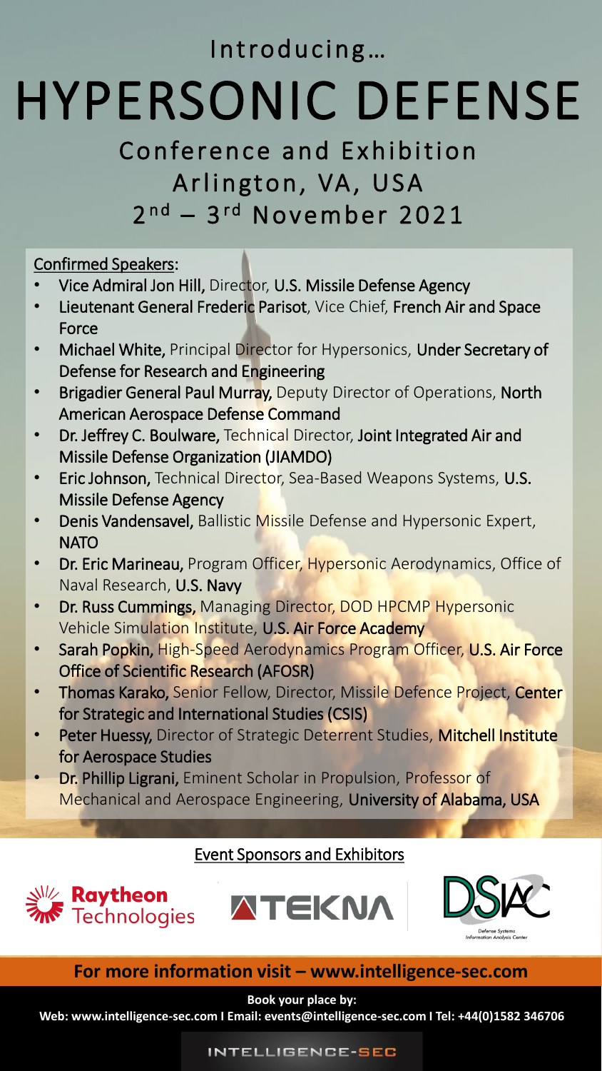Introducing…

# HYPERSONIC DEFENSE

## Conference and Exhibition
## Arlington, VA, USA
## 2nd – 3rd November 2021

Confirmed Speakers:

- **Vice Admiral Jon Hill,** Director, **U.S. Missile Defense Agency**
- **Lieutenant General Frederic Parisot**, Vice Chief, **French Air and Space Force**
- **Michael White,** Principal Director for Hypersonics, **Under Secretary of Defense for Research and Engineering**
- **Brigadier General Paul Murray,** Deputy Director of Operations, **North American Aerospace Defense Command**
- **Dr. Jeffrey C. Boulware,** Technical Director, **Joint Integrated Air and Missile Defense Organization (JIAMDO)**
- **Eric Johnson,** Technical Director, Sea-Based Weapons Systems, **U.S. Missile Defense Agency**
- **Denis Vandensavel,** Ballistic Missile Defense and Hypersonic Expert, **NATO**
- **Dr. Eric Marineau,** Program Officer, Hypersonic Aerodynamics, Office of Naval Research, **U.S. Navy**
- **Dr. Russ Cummings,** Managing Director, DOD HPCMP Hypersonic Vehicle Simulation Institute, **U.S. Air Force Academy**
- **Sarah Popkin,** High-Speed Aerodynamics Program Officer, **U.S. Air Force Office of Scientific Research (AFOSR)**
- **Thomas Karako,** Senior Fellow, Director, Missile Defence Project, **Center for Strategic and International Studies (CSIS)**
- **Peter Huessy,** Director of Strategic Deterrent Studies, **Mitchell Institute for Aerospace Studies**
- **Dr. Phillip Ligrani,** Eminent Scholar in Propulsion, Professor of Mechanical and Aerospace Engineering, **University of Alabama, USA**

Event Sponsors and Exhibitors

Raytheon Technologies | TEKNA | DSIAC Defense Systems Information Analysis Center

**For more information visit – www.intelligence-sec.com**

**Book your place by:**

**Web: www.intelligence-sec.com I Email: events@intelligence-sec.com I Tel: +44(0)1582 346706**

INTELLIGENCE-SEC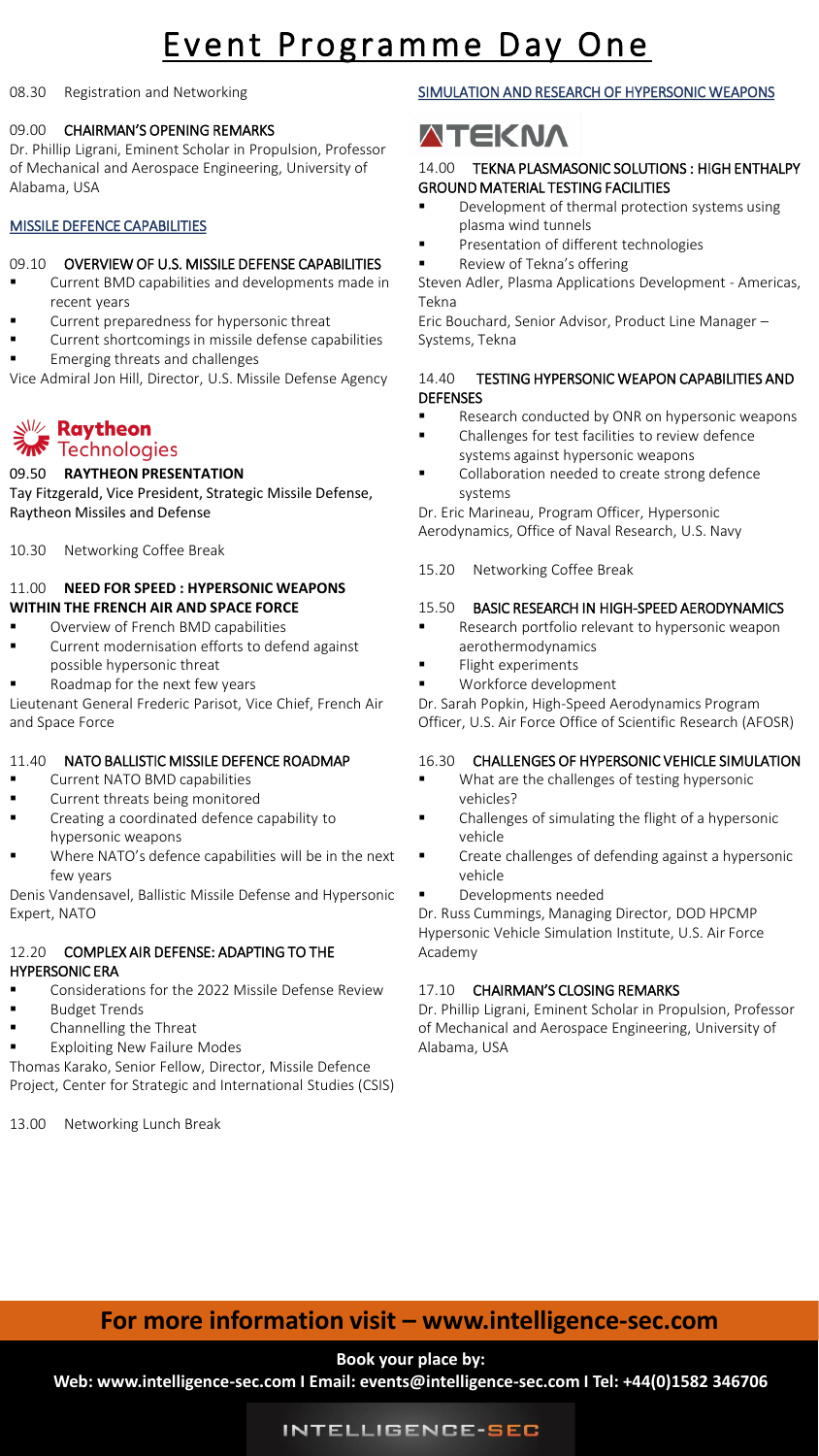# Event Programme Day One

08.30 Registration and Networking

09.00 **CHAIRMAN'S OPENING REMARKS**

Dr. Phillip Ligrani, Eminent Scholar in Propulsion, Professor of Mechanical and Aerospace Engineering, University of Alabama, USA

## MISSILE DEFENCE CAPABILITIES

09.10 **OVERVIEW OF U.S. MISSILE DEFENSE CAPABILITIES**

- Current BMD capabilities and developments made in recent years
- Current preparedness for hypersonic threat
- Current shortcomings in missile defense capabilities
- Emerging threats and challenges

Vice Admiral Jon Hill, Director, U.S. Missile Defense Agency

Raytheon Technologies

09.50 **RAYTHEON PRESENTATION**

Tay Fitzgerald, Vice President, Strategic Missile Defense, Raytheon Missiles and Defense

10.30 Networking Coffee Break

11.00 **NEED FOR SPEED : HYPERSONIC WEAPONS WITHIN THE FRENCH AIR AND SPACE FORCE**

- Overview of French BMD capabilities
- Current modernisation efforts to defend against possible hypersonic threat
- Roadmap for the next few years

Lieutenant General Frederic Parisot, Vice Chief, French Air and Space Force

11.40 **NATO BALLISTIC MISSILE DEFENCE ROADMAP**

- Current NATO BMD capabilities
- Current threats being monitored
- Creating a coordinated defence capability to hypersonic weapons
- Where NATO's defence capabilities will be in the next few years

Denis Vandensavel, Ballistic Missile Defense and Hypersonic Expert, NATO

12.20 **COMPLEX AIR DEFENSE: ADAPTING TO THE HYPERSONIC ERA**

- Considerations for the 2022 Missile Defense Review
- Budget Trends
- Channelling the Threat
- Exploiting New Failure Modes

Thomas Karako, Senior Fellow, Director, Missile Defence Project, Center for Strategic and International Studies (CSIS)

13.00 Networking Lunch Break

## SIMULATION AND RESEARCH OF HYPERSONIC WEAPONS

TEKNA

14.00 **TEKNA PLASMASONIC SOLUTIONS : HIGH ENTHALPY GROUND MATERIAL TESTING FACILITIES**

- Development of thermal protection systems using plasma wind tunnels
- Presentation of different technologies
- Review of Tekna's offering

Steven Adler, Plasma Applications Development - Americas, Tekna

Eric Bouchard, Senior Advisor, Product Line Manager – Systems, Tekna

14.40 **TESTING HYPERSONIC WEAPON CAPABILITIES AND DEFENSES**

- Research conducted by ONR on hypersonic weapons
- Challenges for test facilities to review defence systems against hypersonic weapons
- Collaboration needed to create strong defence systems

Dr. Eric Marineau, Program Officer, Hypersonic Aerodynamics, Office of Naval Research, U.S. Navy

15.20 Networking Coffee Break

15.50 **BASIC RESEARCH IN HIGH-SPEED AERODYNAMICS**

- Research portfolio relevant to hypersonic weapon aerothermodynamics
- Flight experiments
- Workforce development

Dr. Sarah Popkin, High-Speed Aerodynamics Program Officer, U.S. Air Force Office of Scientific Research (AFOSR)

16.30 **CHALLENGES OF HYPERSONIC VEHICLE SIMULATION**

- What are the challenges of testing hypersonic vehicles?
- Challenges of simulating the flight of a hypersonic vehicle
- Create challenges of defending against a hypersonic vehicle
- Developments needed

Dr. Russ Cummings, Managing Director, DOD HPCMP Hypersonic Vehicle Simulation Institute, U.S. Air Force Academy

17.10 **CHAIRMAN'S CLOSING REMARKS**

Dr. Phillip Ligrani, Eminent Scholar in Propulsion, Professor of Mechanical and Aerospace Engineering, University of Alabama, USA

**For more information visit – www.intelligence-sec.com**

**Book your place by:**

**Web: www.intelligence-sec.com I Email: events@intelligence-sec.com I Tel: +44(0)1582 346706**

INTELLIGENCE-SEC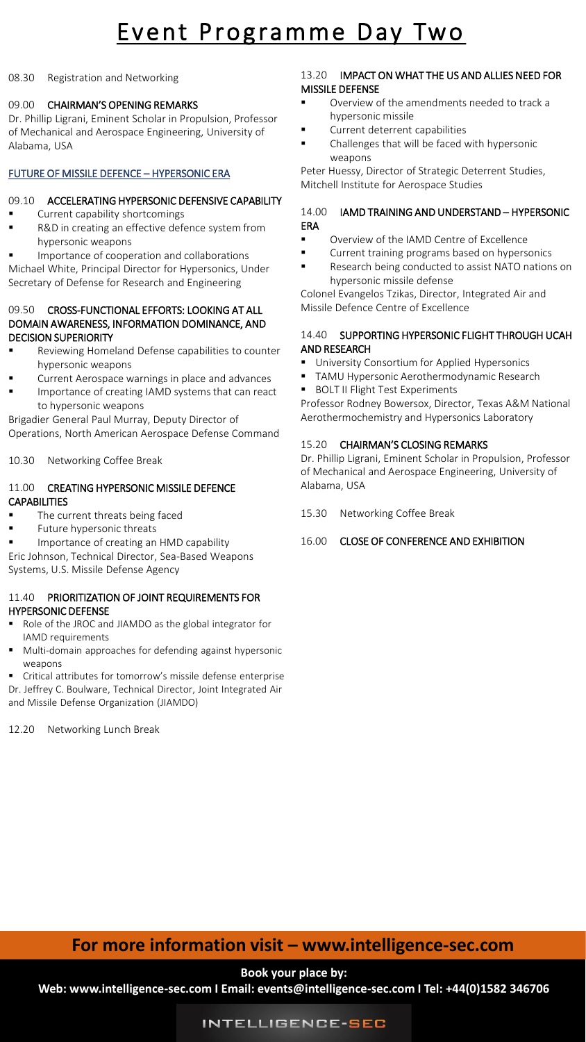# Event Programme Day Two

08.30 Registration and Networking

09.00 **CHAIRMAN'S OPENING REMARKS**

Dr. Phillip Ligrani, Eminent Scholar in Propulsion, Professor of Mechanical and Aerospace Engineering, University of Alabama, USA

## FUTURE OF MISSILE DEFENCE – HYPERSONIC ERA

09.10 **ACCELERATING HYPERSONIC DEFENSIVE CAPABILITY**

- Current capability shortcomings
- R&D in creating an effective defence system from hypersonic weapons
- Importance of cooperation and collaborations

Michael White, Principal Director for Hypersonics, Under Secretary of Defense for Research and Engineering

09.50 **CROSS-FUNCTIONAL EFFORTS: LOOKING AT ALL DOMAIN AWARENESS, INFORMATION DOMINANCE, AND DECISION SUPERIORITY**

- Reviewing Homeland Defense capabilities to counter hypersonic weapons
- Current Aerospace warnings in place and advances
- Importance of creating IAMD systems that can react to hypersonic weapons

Brigadier General Paul Murray, Deputy Director of Operations, North American Aerospace Defense Command

10.30 Networking Coffee Break

11.00 **CREATING HYPERSONIC MISSILE DEFENCE CAPABILITIES**

- The current threats being faced
- Future hypersonic threats
- Importance of creating an HMD capability

Eric Johnson, Technical Director, Sea-Based Weapons Systems, U.S. Missile Defense Agency

11.40 **PRIORITIZATION OF JOINT REQUIREMENTS FOR HYPERSONIC DEFENSE**

- Role of the JROC and JIAMDO as the global integrator for IAMD requirements
- Multi-domain approaches for defending against hypersonic weapons
- Critical attributes for tomorrow's missile defense enterprise

Dr. Jeffrey C. Boulware, Technical Director, Joint Integrated Air and Missile Defense Organization (JIAMDO)

12.20 Networking Lunch Break

13.20 **IMPACT ON WHAT THE US AND ALLIES NEED FOR MISSILE DEFENSE**

- Overview of the amendments needed to track a hypersonic missile
- Current deterrent capabilities
- Challenges that will be faced with hypersonic weapons

Peter Huessy, Director of Strategic Deterrent Studies, Mitchell Institute for Aerospace Studies

14.00 **IAMD TRAINING AND UNDERSTAND – HYPERSONIC ERA**

- Overview of the IAMD Centre of Excellence
- Current training programs based on hypersonics
- Research being conducted to assist NATO nations on hypersonic missile defense

Colonel Evangelos Tzikas, Director, Integrated Air and Missile Defence Centre of Excellence

14.40 **SUPPORTING HYPERSONIC FLIGHT THROUGH UCAH AND RESEARCH**

- University Consortium for Applied Hypersonics
- TAMU Hypersonic Aerothermodynamic Research
- BOLT II Flight Test Experiments

Professor Rodney Bowersox, Director, Texas A&M National Aerothermochemistry and Hypersonics Laboratory

15.20 **CHAIRMAN'S CLOSING REMARKS**

Dr. Phillip Ligrani, Eminent Scholar in Propulsion, Professor of Mechanical and Aerospace Engineering, University of Alabama, USA

15.30 Networking Coffee Break

16.00 **CLOSE OF CONFERENCE AND EXHIBITION**

**For more information visit – www.intelligence-sec.com**

**Book your place by:**

**Web: www.intelligence-sec.com I Email: events@intelligence-sec.com I Tel: +44(0)1582 346706**

INTELLIGENCE-SEC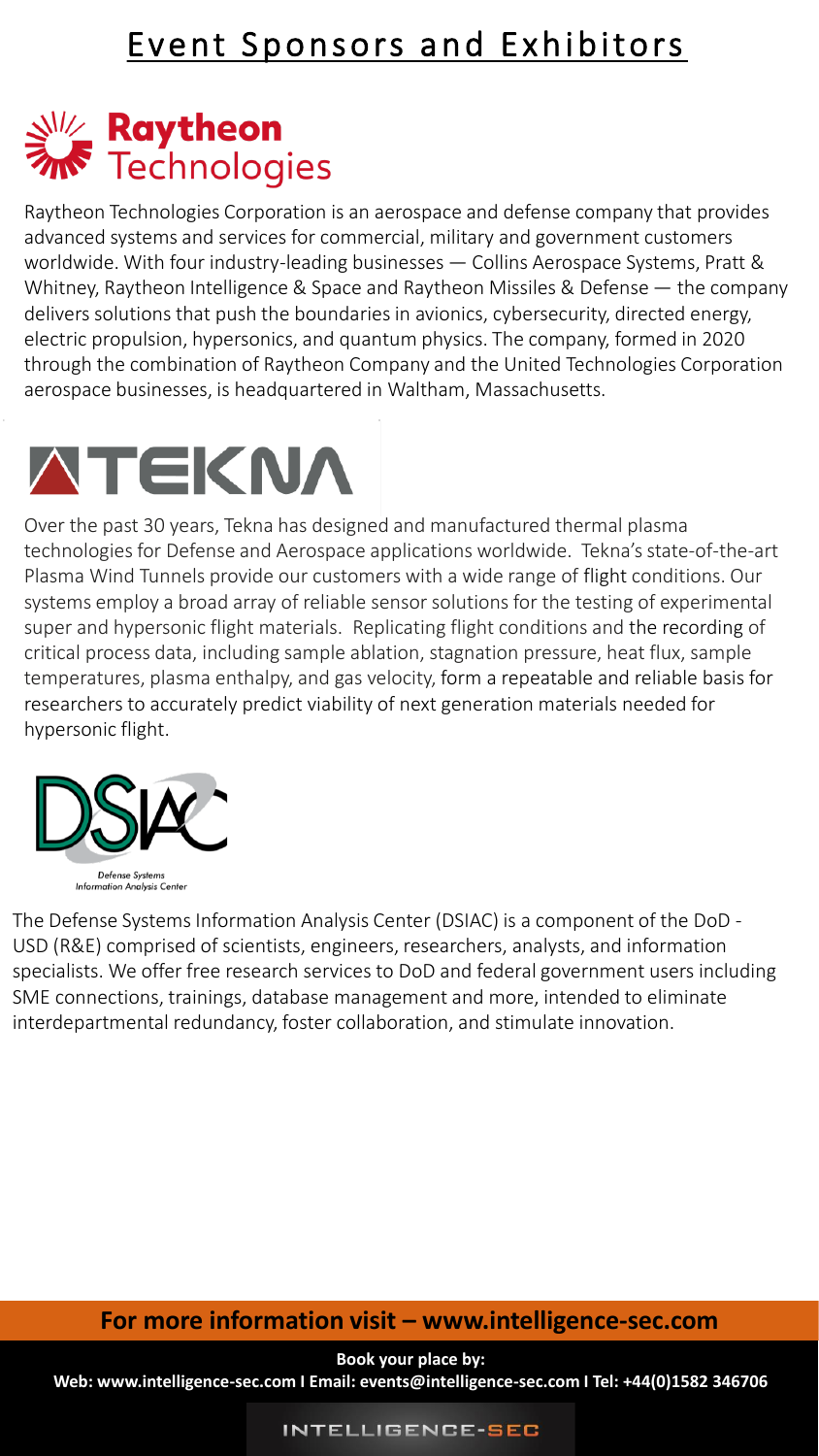# Event Sponsors and Exhibitors

**Raytheon Technologies**

Raytheon Technologies Corporation is an aerospace and defense company that provides advanced systems and services for commercial, military and government customers worldwide. With four industry-leading businesses — Collins Aerospace Systems, Pratt & Whitney, Raytheon Intelligence & Space and Raytheon Missiles & Defense — the company delivers solutions that push the boundaries in avionics, cybersecurity, directed energy, electric propulsion, hypersonics, and quantum physics. The company, formed in 2020 through the combination of Raytheon Company and the United Technologies Corporation aerospace businesses, is headquartered in Waltham, Massachusetts.

**TEKNA**

Over the past 30 years, Tekna has designed and manufactured thermal plasma technologies for Defense and Aerospace applications worldwide. Tekna's state-of-the-art Plasma Wind Tunnels provide our customers with a wide range of flight conditions. Our systems employ a broad array of reliable sensor solutions for the testing of experimental super and hypersonic flight materials. Replicating flight conditions and the recording of critical process data, including sample ablation, stagnation pressure, heat flux, sample temperatures, plasma enthalpy, and gas velocity, form a repeatable and reliable basis for researchers to accurately predict viability of next generation materials needed for hypersonic flight.

**DSIAC**
*Defense Systems Information Analysis Center*

The Defense Systems Information Analysis Center (DSIAC) is a component of the DoD - USD (R&E) comprised of scientists, engineers, researchers, analysts, and information specialists. We offer free research services to DoD and federal government users including SME connections, trainings, database management and more, intended to eliminate interdepartmental redundancy, foster collaboration, and stimulate innovation.

**For more information visit – www.intelligence-sec.com**

**Book your place by:**
**Web: www.intelligence-sec.com I Email: events@intelligence-sec.com I Tel: +44(0)1582 346706**

INTELLIGENCE-SEC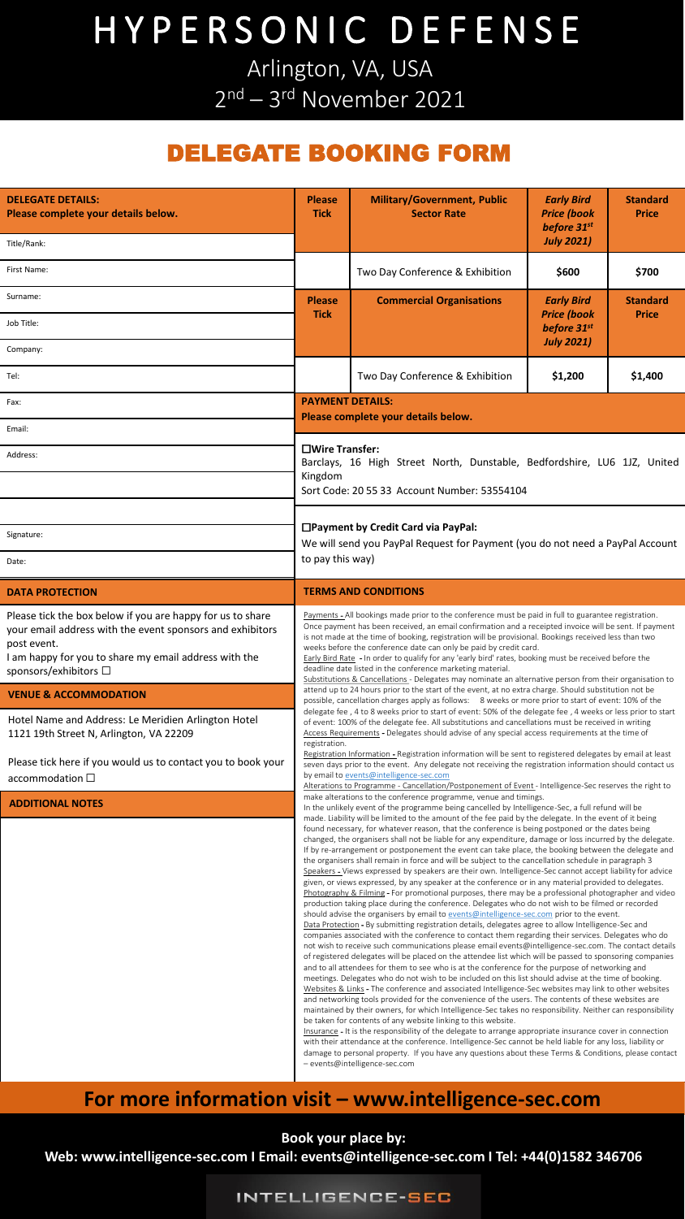# HYPERSONIC DEFENSE

Arlington, VA, USA

2nd – 3rd November 2021

## DELEGATE BOOKING FORM

**DELEGATE DETAILS:**
**Please complete your details below.**

Title/Rank:

First Name:

Surname:

Job Title:

Company:

Tel:

Fax:

Email:

Address:

Signature:

Date:

| **Please Tick** | **Military/Government, Public Sector Rate** | ***Early Bird Price (book before 31st July 2021)*** | **Standard Price** |
|---|---|---|---|
| | Two Day Conference & Exhibition | **$600** | **$700** |
| **Please Tick** | **Commercial Organisations** | ***Early Bird Price (book before 31st July 2021)*** | **Standard Price** |
| | Two Day Conference & Exhibition | **$1,200** | **$1,400** |

**PAYMENT DETAILS:**
**Please complete your details below.**

☐**Wire Transfer:**
Barclays, 16 High Street North, Dunstable, Bedfordshire, LU6 1JZ, United Kingdom
Sort Code: 20 55 33 Account Number: 53554104

☐**Payment by Credit Card via PayPal:**
We will send you PayPal Request for Payment (you do not need a PayPal Account to pay this way)

**DATA PROTECTION**

Please tick the box below if you are happy for us to share your email address with the event sponsors and exhibitors post event.
I am happy for you to share my email address with the sponsors/exhibitors ☐

**VENUE & ACCOMMODATION**

Hotel Name and Address: Le Meridien Arlington Hotel
1121 19th Street N, Arlington, VA 22209

Please tick here if you would us to contact you to book your accommodation ☐

**ADDITIONAL NOTES**

**TERMS AND CONDITIONS**

Payments - All bookings made prior to the conference must be paid in full to guarantee registration. Once payment has been received, an email confirmation and a receipted invoice will be sent. If payment is not made at the time of booking, registration will be provisional. Bookings received less than two weeks before the conference date can only be paid by credit card.
Early Bird Rate - In order to qualify for any 'early bird' rates, booking must be received before the deadline date listed in the conference marketing material.
Substitutions & Cancellations - Delegates may nominate an alternative person from their organisation to attend up to 24 hours prior to the start of the event, at no extra charge. Should substitution not be possible, cancellation charges apply as follows: 8 weeks or more prior to start of event: 10% of the delegate fee , 4 to 8 weeks prior to start of event: 50% of the delegate fee , 4 weeks or less prior to start of event: 100% of the delegate fee. All substitutions and cancellations must be received in writing
Access Requirements - Delegates should advise of any special access requirements at the time of registration.
Registration Information - Registration information will be sent to registered delegates by email at least seven days prior to the event. Any delegate not receiving the registration information should contact us by email to events@intelligence-sec.com
Alterations to Programme - Cancellation/Postponement of Event - Intelligence-Sec reserves the right to make alterations to the conference programme, venue and timings.
In the unlikely event of the programme being cancelled by Intelligence-Sec, a full refund will be made. Liability will be limited to the amount of the fee paid by the delegate. In the event of it being found necessary, for whatever reason, that the conference is being postponed or the dates being changed, the organisers shall not be liable for any expenditure, damage or loss incurred by the delegate. If by re-arrangement or postponement the event can take place, the booking between the delegate and the organisers shall remain in force and will be subject to the cancellation schedule in paragraph 3
Speakers - Views expressed by speakers are their own. Intelligence-Sec cannot accept liability for advice given, or views expressed, by any speaker at the conference or in any material provided to delegates.
Photography & Filming - For promotional purposes, there may be a professional photographer and video production taking place during the conference. Delegates who do not wish to be filmed or recorded should advise the organisers by email to events@intelligence-sec.com prior to the event.
Data Protection - By submitting registration details, delegates agree to allow Intelligence-Sec and companies associated with the conference to contact them regarding their services. Delegates who do not wish to receive such communications please email events@intelligence-sec.com. The contact details of registered delegates will be placed on the attendee list which will be passed to sponsoring companies and to all attendees for them to see who is at the conference for the purpose of networking and meetings. Delegates who do not wish to be included on this list should advise at the time of booking.
Websites & Links - The conference and associated Intelligence-Sec websites may link to other websites and networking tools provided for the convenience of the users. The contents of these websites are maintained by their owners, for which Intelligence-Sec takes no responsibility. Neither can responsibility be taken for contents of any website linking to this website.
Insurance - It is the responsibility of the delegate to arrange appropriate insurance cover in connection with their attendance at the conference. Intelligence-Sec cannot be held liable for any loss, liability or damage to personal property. If you have any questions about these Terms & Conditions, please contact – events@intelligence-sec.com

## For more information visit – www.intelligence-sec.com

**Book your place by:**
**Web: www.intelligence-sec.com I Email: events@intelligence-sec.com I Tel: +44(0)1582 346706**

INTELLIGENCE-SEC